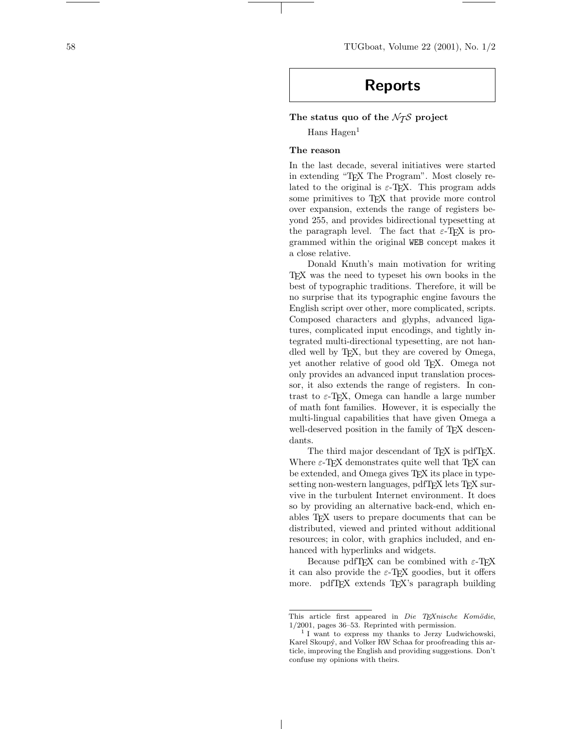# Reports

## The status quo of the $\mathcal{N}_\mathcal{T}\mathcal{S}$ project

Hans Hagen[1]

### The reason

In the last decade, several initiatives were started in extending "TeX The Program". Most closely related to the original is ε-TeX. This program adds some primitives to TeX that provide more control over expansion, extends the range of registers beyond 255, and provides bidirectional typesetting at the paragraph level. The fact that ε-TeX is programmed within the original `WEB` concept makes it a close relative.

Donald Knuth's main motivation for writing TeX was the need to typeset his own books in the best of typographic traditions. Therefore, it will be no surprise that its typographic engine favours the English script over other, more complicated, scripts. Composed characters and glyphs, advanced ligatures, complicated input encodings, and tightly integrated multi-directional typesetting, are not handled well by TeX, but they are covered by Omega, yet another relative of good old TeX. Omega not only provides an advanced input translation processor, it also extends the range of registers. In contrast to ε-TeX, Omega can handle a large number of math font families. However, it is especially the multi-lingual capabilities that have given Omega a well-deserved position in the family of TeX descendants.

The third major descendant of TeX is pdfTeX. Where ε-TeX demonstrates quite well that TeX can be extended, and Omega gives TeX its place in typesetting non-western languages, pdfTeX lets TeX survive in the turbulent Internet environment. It does so by providing an alternative back-end, which enables TeX users to prepare documents that can be distributed, viewed and printed without additional resources; in color, with graphics included, and enhanced with hyperlinks and widgets.

Because pdfTeX can be combined with ε-TeX it can also provide the ε-TeX goodies, but it offers more. pdfTeX extends TeX's paragraph building

---

This article first appeared in *Die TeXnische Komödie*, 1/2001, pages 36–53. Reprinted with permission.

[1] I want to express my thanks to Jerzy Ludwichowski, Karel Skoupý, and Volker RW Schaa for proofreading this article, improving the English and providing suggestions. Don't confuse my opinions with theirs.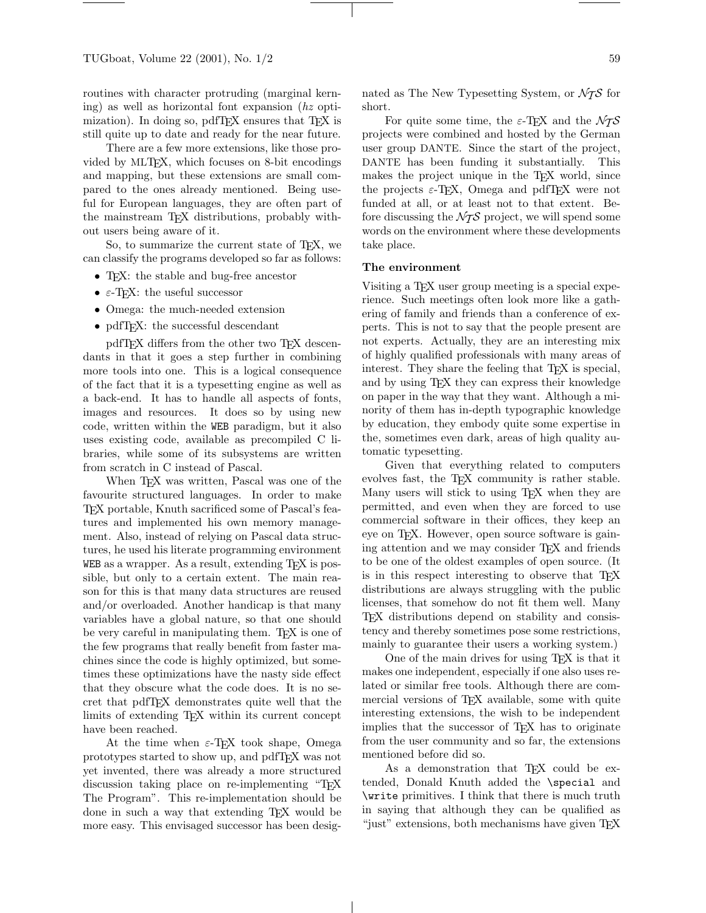routines with character protruding (marginal kerning) as well as horizontal font expansion (*hz* optimization). In doing so, pdfTEX ensures that TEX is still quite up to date and ready for the near future.

There are a few more extensions, like those provided by MLTEX, which focuses on 8-bit encodings and mapping, but these extensions are small compared to the ones already mentioned. Being useful for European languages, they are often part of the mainstream TEX distributions, probably without users being aware of it.

So, to summarize the current state of TEX, we can classify the programs developed so far as follows:

- TEX: the stable and bug-free ancestor
- $\varepsilon$-TEX: the useful successor
- Omega: the much-needed extension
- pdfTEX: the successful descendant

pdfTEX differs from the other two TEX descendants in that it goes a step further in combining more tools into one. This is a logical consequence of the fact that it is a typesetting engine as well as a back-end. It has to handle all aspects of fonts, images and resources. It does so by using new code, written within the `WEB` paradigm, but it also uses existing code, available as precompiled C libraries, while some of its subsystems are written from scratch in C instead of Pascal.

When TEX was written, Pascal was one of the favourite structured languages. In order to make TEX portable, Knuth sacrificed some of Pascal's features and implemented his own memory management. Also, instead of relying on Pascal data structures, he used his literate programming environment `WEB` as a wrapper. As a result, extending TEX is possible, but only to a certain extent. The main reason for this is that many data structures are reused and/or overloaded. Another handicap is that many variables have a global nature, so that one should be very careful in manipulating them. TEX is one of the few programs that really benefit from faster machines since the code is highly optimized, but sometimes these optimizations have the nasty side effect that they obscure what the code does. It is no secret that pdfTEX demonstrates quite well that the limits of extending TEX within its current concept have been reached.

At the time when $\varepsilon$-TEX took shape, Omega prototypes started to show up, and pdfTEX was not yet invented, there was already a more structured discussion taking place on re-implementing "TEX The Program". This re-implementation should be done in such a way that extending TEX would be more easy. This envisaged successor has been designated as The New Typesetting System, or $\mathcal{NTS}$ for short.

For quite some time, the $\varepsilon$-TEX and the $\mathcal{NTS}$ projects were combined and hosted by the German user group DANTE. Since the start of the project, DANTE has been funding it substantially. This makes the project unique in the TEX world, since the projects $\varepsilon$-TEX, Omega and pdfTEX were not funded at all, or at least not to that extent. Before discussing the $\mathcal{NTS}$ project, we will spend some words on the environment where these developments take place.

### The environment

Visiting a TEX user group meeting is a special experience. Such meetings often look more like a gathering of family and friends than a conference of experts. This is not to say that the people present are not experts. Actually, they are an interesting mix of highly qualified professionals with many areas of interest. They share the feeling that TEX is special, and by using TEX they can express their knowledge on paper in the way that they want. Although a minority of them has in-depth typographic knowledge by education, they embody quite some expertise in the, sometimes even dark, areas of high quality automatic typesetting.

Given that everything related to computers evolves fast, the TEX community is rather stable. Many users will stick to using TEX when they are permitted, and even when they are forced to use commercial software in their offices, they keep an eye on TEX. However, open source software is gaining attention and we may consider TEX and friends to be one of the oldest examples of open source. (It is in this respect interesting to observe that TEX distributions are always struggling with the public licenses, that somehow do not fit them well. Many TEX distributions depend on stability and consistency and thereby sometimes pose some restrictions, mainly to guarantee their users a working system.)

One of the main drives for using TEX is that it makes one independent, especially if one also uses related or similar free tools. Although there are commercial versions of TEX available, some with quite interesting extensions, the wish to be independent implies that the successor of TEX has to originate from the user community and so far, the extensions mentioned before did so.

As a demonstration that TEX could be extended, Donald Knuth added the `\special` and `\write` primitives. I think that there is much truth in saying that although they can be qualified as "just" extensions, both mechanisms have given TEX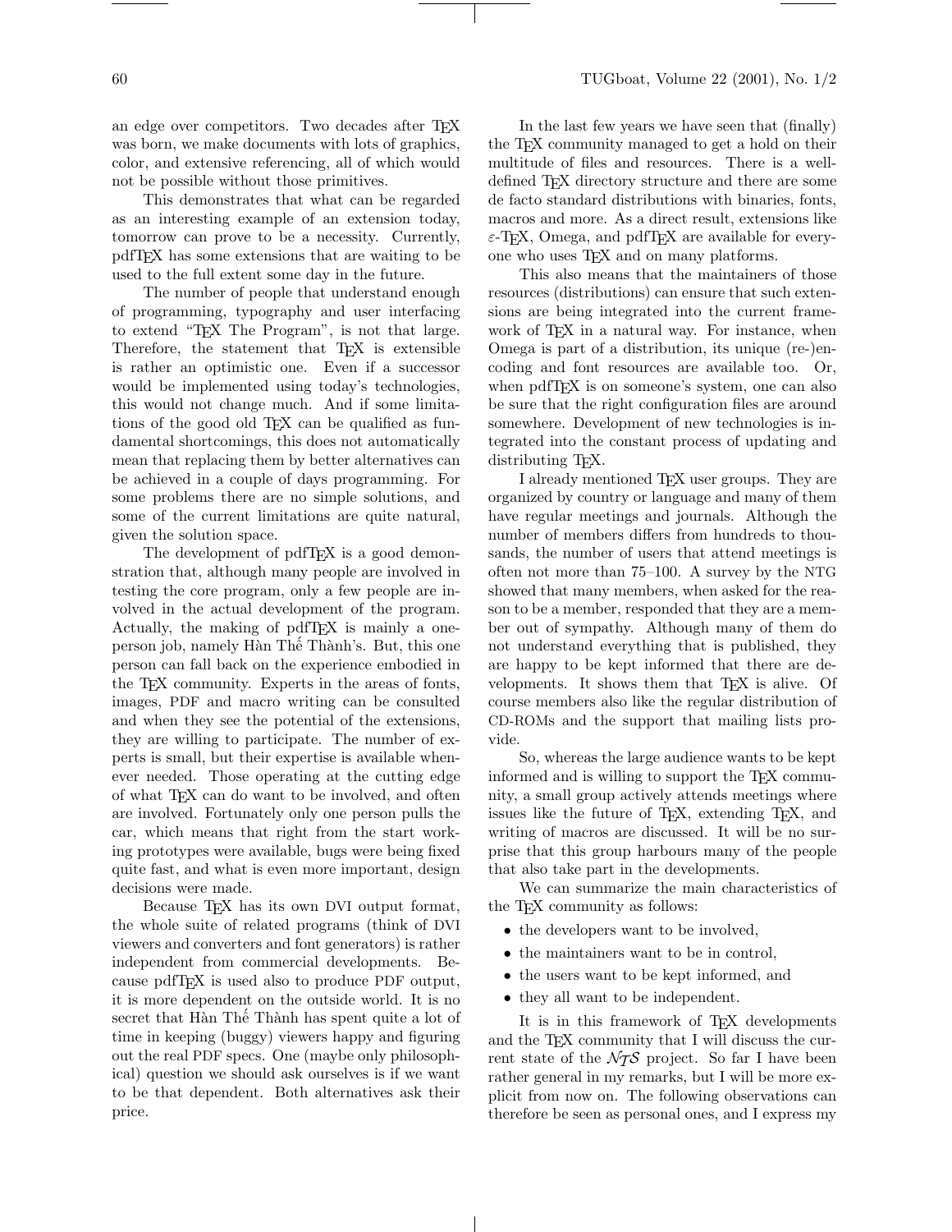an edge over competitors. Two decades after TEX was born, we make documents with lots of graphics, color, and extensive referencing, all of which would not be possible without those primitives.

This demonstrates that what can be regarded as an interesting example of an extension today, tomorrow can prove to be a necessity. Currently, pdfTEX has some extensions that are waiting to be used to the full extent some day in the future.

The number of people that understand enough of programming, typography and user interfacing to extend "TEX The Program", is not that large. Therefore, the statement that TEX is extensible is rather an optimistic one. Even if a successor would be implemented using today's technologies, this would not change much. And if some limitations of the good old TEX can be qualified as fundamental shortcomings, this does not automatically mean that replacing them by better alternatives can be achieved in a couple of days programming. For some problems there are no simple solutions, and some of the current limitations are quite natural, given the solution space.

The development of pdfTEX is a good demonstration that, although many people are involved in testing the core program, only a few people are involved in the actual development of the program. Actually, the making of pdfTEX is mainly a one-person job, namely Hàn Thế Thành's. But, this one person can fall back on the experience embodied in the TEX community. Experts in the areas of fonts, images, PDF and macro writing can be consulted and when they see the potential of the extensions, they are willing to participate. The number of experts is small, but their expertise is available whenever needed. Those operating at the cutting edge of what TEX can do want to be involved, and often are involved. Fortunately only one person pulls the car, which means that right from the start working prototypes were available, bugs were being fixed quite fast, and what is even more important, design decisions were made.

Because TEX has its own DVI output format, the whole suite of related programs (think of DVI viewers and converters and font generators) is rather independent from commercial developments. Because pdfTEX is used also to produce PDF output, it is more dependent on the outside world. It is no secret that Hàn Thế Thành has spent quite a lot of time in keeping (buggy) viewers happy and figuring out the real PDF specs. One (maybe only philosophical) question we should ask ourselves is if we want to be that dependent. Both alternatives ask their price.

In the last few years we have seen that (finally) the TEX community managed to get a hold on their multitude of files and resources. There is a well-defined TEX directory structure and there are some de facto standard distributions with binaries, fonts, macros and more. As a direct result, extensions like ε-TEX, Omega, and pdfTEX are available for everyone who uses TEX and on many platforms.

This also means that the maintainers of those resources (distributions) can ensure that such extensions are being integrated into the current framework of TEX in a natural way. For instance, when Omega is part of a distribution, its unique (re-)encoding and font resources are available too. Or, when pdfTEX is on someone's system, one can also be sure that the right configuration files are around somewhere. Development of new technologies is integrated into the constant process of updating and distributing TEX.

I already mentioned TEX user groups. They are organized by country or language and many of them have regular meetings and journals. Although the number of members differs from hundreds to thousands, the number of users that attend meetings is often not more than 75–100. A survey by the NTG showed that many members, when asked for the reason to be a member, responded that they are a member out of sympathy. Although many of them do not understand everything that is published, they are happy to be kept informed that there are developments. It shows them that TEX is alive. Of course members also like the regular distribution of CD-ROMs and the support that mailing lists provide.

So, whereas the large audience wants to be kept informed and is willing to support the TEX community, a small group actively attends meetings where issues like the future of TEX, extending TEX, and writing of macros are discussed. It will be no surprise that this group harbours many of the people that also take part in the developments.

We can summarize the main characteristics of the TEX community as follows:

- the developers want to be involved,
- the maintainers want to be in control,
- the users want to be kept informed, and
- they all want to be independent.

It is in this framework of TEX developments and the TEX community that I will discuss the current state of the $\mathcal{NTS}$ project. So far I have been rather general in my remarks, but I will be more explicit from now on. The following observations can therefore be seen as personal ones, and I express my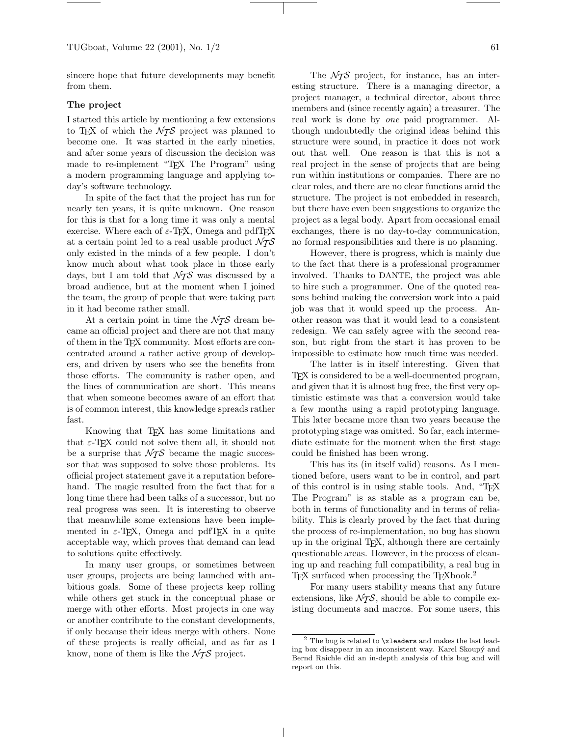sincere hope that future developments may benefit from them.

### The project

I started this article by mentioning a few extensions to TeX of which the $\mathcal{N}_\mathcal{T}\mathcal{S}$ project was planned to become one. It was started in the early nineties, and after some years of discussion the decision was made to re-implement "TeX The Program" using a modern programming language and applying today's software technology.

In spite of the fact that the project has run for nearly ten years, it is quite unknown. One reason for this is that for a long time it was only a mental exercise. Where each of $\varepsilon$-TeX, Omega and pdfTeX at a certain point led to a real usable product $\mathcal{N}_\mathcal{T}\mathcal{S}$ only existed in the minds of a few people. I don't know much about what took place in those early days, but I am told that $\mathcal{N}_\mathcal{T}\mathcal{S}$ was discussed by a broad audience, but at the moment when I joined the team, the group of people that were taking part in it had become rather small.

At a certain point in time the $\mathcal{N}_\mathcal{T}\mathcal{S}$ dream became an official project and there are not that many of them in the TeX community. Most efforts are concentrated around a rather active group of developers, and driven by users who see the benefits from those efforts. The community is rather open, and the lines of communication are short. This means that when someone becomes aware of an effort that is of common interest, this knowledge spreads rather fast.

Knowing that TeX has some limitations and that $\varepsilon$-TeX could not solve them all, it should not be a surprise that $\mathcal{N}_\mathcal{T}\mathcal{S}$ became the magic successor that was supposed to solve those problems. Its official project statement gave it a reputation beforehand. The magic resulted from the fact that for a long time there had been talks of a successor, but no real progress was seen. It is interesting to observe that meanwhile some extensions have been implemented in $\varepsilon$-TeX, Omega and pdfTeX in a quite acceptable way, which proves that demand can lead to solutions quite effectively.

In many user groups, or sometimes between user groups, projects are being launched with ambitious goals. Some of these projects keep rolling while others get stuck in the conceptual phase or merge with other efforts. Most projects in one way or another contribute to the constant developments, if only because their ideas merge with others. None of these projects is really official, and as far as I know, none of them is like the $\mathcal{N}_\mathcal{T}\mathcal{S}$ project.

The $\mathcal{N}_\mathcal{T}\mathcal{S}$ project, for instance, has an interesting structure. There is a managing director, a project manager, a technical director, about three members and (since recently again) a treasurer. The real work is done by *one* paid programmer. Although undoubtedly the original ideas behind this structure were sound, in practice it does not work out that well. One reason is that this is not a real project in the sense of projects that are being run within institutions or companies. There are no clear roles, and there are no clear functions amid the structure. The project is not embedded in research, but there have even been suggestions to organize the project as a legal body. Apart from occasional email exchanges, there is no day-to-day communication, no formal responsibilities and there is no planning.

However, there is progress, which is mainly due to the fact that there is a professional programmer involved. Thanks to DANTE, the project was able to hire such a programmer. One of the quoted reasons behind making the conversion work into a paid job was that it would speed up the process. Another reason was that it would lead to a consistent redesign. We can safely agree with the second reason, but right from the start it has proven to be impossible to estimate how much time was needed.

The latter is in itself interesting. Given that TeX is considered to be a well-documented program, and given that it is almost bug free, the first very optimistic estimate was that a conversion would take a few months using a rapid prototyping language. This later became more than two years because the prototyping stage was omitted. So far, each intermediate estimate for the moment when the first stage could be finished has been wrong.

This has its (in itself valid) reasons. As I mentioned before, users want to be in control, and part of this control is in using stable tools. And, "TeX The Program" is as stable as a program can be, both in terms of functionality and in terms of reliability. This is clearly proved by the fact that during the process of re-implementation, no bug has shown up in the original TeX, although there are certainly questionable areas. However, in the process of cleaning up and reaching full compatibility, a real bug in TeX surfaced when processing the TeXbook.[2]

For many users stability means that any future extensions, like $\mathcal{N}_\mathcal{T}\mathcal{S}$, should be able to compile existing documents and macros. For some users, this

[2] The bug is related to `\xleaders` and makes the last leading box disappear in an inconsistent way. Karel Skoupý and Bernd Raichle did an in-depth analysis of this bug and will report on this.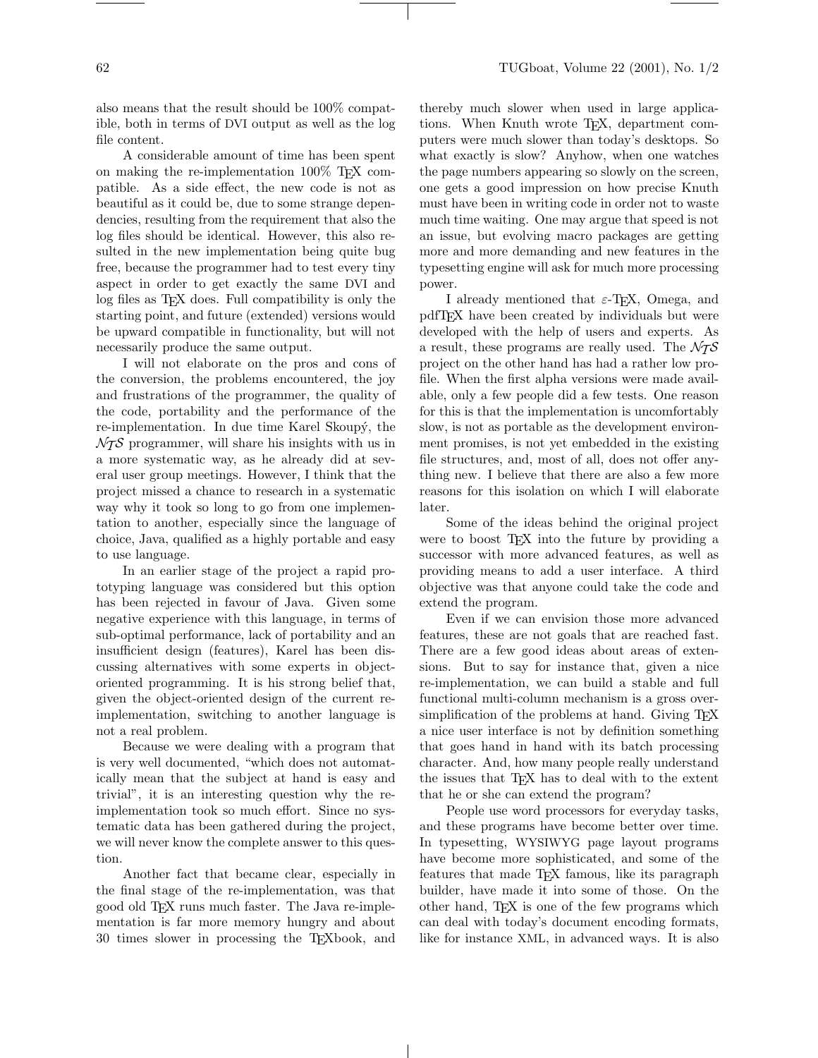also means that the result should be 100% compatible, both in terms of DVI output as well as the log file content.

A considerable amount of time has been spent on making the re-implementation 100% TeX compatible. As a side effect, the new code is not as beautiful as it could be, due to some strange dependencies, resulting from the requirement that also the log files should be identical. However, this also resulted in the new implementation being quite bug free, because the programmer had to test every tiny aspect in order to get exactly the same DVI and log files as TeX does. Full compatibility is only the starting point, and future (extended) versions would be upward compatible in functionality, but will not necessarily produce the same output.

I will not elaborate on the pros and cons of the conversion, the problems encountered, the joy and frustrations of the programmer, the quality of the code, portability and the performance of the re-implementation. In due time Karel Skoupý, the $\mathcal{N}\mathcal{T}\mathcal{S}$ programmer, will share his insights with us in a more systematic way, as he already did at several user group meetings. However, I think that the project missed a chance to research in a systematic way why it took so long to go from one implementation to another, especially since the language of choice, Java, qualified as a highly portable and easy to use language.

In an earlier stage of the project a rapid prototyping language was considered but this option has been rejected in favour of Java. Given some negative experience with this language, in terms of sub-optimal performance, lack of portability and an insufficient design (features), Karel has been discussing alternatives with some experts in object-oriented programming. It is his strong belief that, given the object-oriented design of the current re-implementation, switching to another language is not a real problem.

Because we were dealing with a program that is very well documented, "which does not automatically mean that the subject at hand is easy and trivial", it is an interesting question why the re-implementation took so much effort. Since no systematic data has been gathered during the project, we will never know the complete answer to this question.

Another fact that became clear, especially in the final stage of the re-implementation, was that good old TeX runs much faster. The Java re-implementation is far more memory hungry and about 30 times slower in processing the TeXbook, and thereby much slower when used in large applications. When Knuth wrote TeX, department computers were much slower than today's desktops. So what exactly is slow? Anyhow, when one watches the page numbers appearing so slowly on the screen, one gets a good impression on how precise Knuth must have been in writing code in order not to waste much time waiting. One may argue that speed is not an issue, but evolving macro packages are getting more and more demanding and new features in the typesetting engine will ask for much more processing power.

I already mentioned that $\varepsilon$-TeX, Omega, and pdfTeX have been created by individuals but were developed with the help of users and experts. As a result, these programs are really used. The $\mathcal{N}\mathcal{T}\mathcal{S}$ project on the other hand has had a rather low profile. When the first alpha versions were made available, only a few people did a few tests. One reason for this is that the implementation is uncomfortably slow, is not as portable as the development environment promises, is not yet embedded in the existing file structures, and, most of all, does not offer anything new. I believe that there are also a few more reasons for this isolation on which I will elaborate later.

Some of the ideas behind the original project were to boost TeX into the future by providing a successor with more advanced features, as well as providing means to add a user interface. A third objective was that anyone could take the code and extend the program.

Even if we can envision those more advanced features, these are not goals that are reached fast. There are a few good ideas about areas of extensions. But to say for instance that, given a nice re-implementation, we can build a stable and full functional multi-column mechanism is a gross oversimplification of the problems at hand. Giving TeX a nice user interface is not by definition something that goes hand in hand with its batch processing character. And, how many people really understand the issues that TeX has to deal with to the extent that he or she can extend the program?

People use word processors for everyday tasks, and these programs have become better over time. In typesetting, WYSIWYG page layout programs have become more sophisticated, and some of the features that made TeX famous, like its paragraph builder, have made it into some of those. On the other hand, TeX is one of the few programs which can deal with today's document encoding formats, like for instance XML, in advanced ways. It is also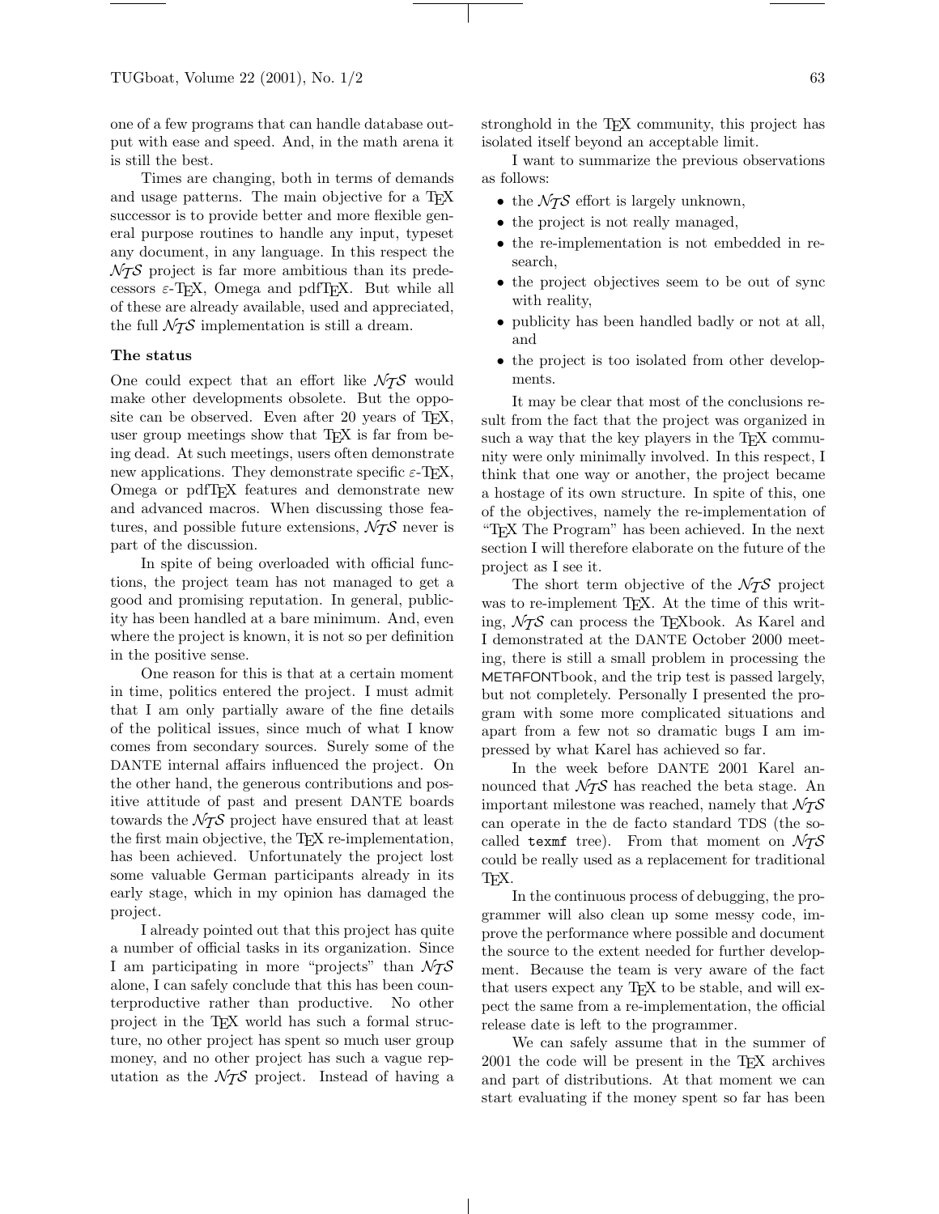one of a few programs that can handle database output with ease and speed. And, in the math arena it is still the best.

Times are changing, both in terms of demands and usage patterns. The main objective for a TeX successor is to provide better and more flexible general purpose routines to handle any input, typeset any document, in any language. In this respect the $\mathcal{NTS}$ project is far more ambitious than its predecessors ε-TeX, Omega and pdfTeX. But while all of these are already available, used and appreciated, the full $\mathcal{NTS}$ implementation is still a dream.

### The status

One could expect that an effort like $\mathcal{NTS}$ would make other developments obsolete. But the opposite can be observed. Even after 20 years of TeX, user group meetings show that TeX is far from being dead. At such meetings, users often demonstrate new applications. They demonstrate specific ε-TeX, Omega or pdfTeX features and demonstrate new and advanced macros. When discussing those features, and possible future extensions, $\mathcal{NTS}$ never is part of the discussion.

In spite of being overloaded with official functions, the project team has not managed to get a good and promising reputation. In general, publicity has been handled at a bare minimum. And, even where the project is known, it is not so per definition in the positive sense.

One reason for this is that at a certain moment in time, politics entered the project. I must admit that I am only partially aware of the fine details of the political issues, since much of what I know comes from secondary sources. Surely some of the DANTE internal affairs influenced the project. On the other hand, the generous contributions and positive attitude of past and present DANTE boards towards the $\mathcal{NTS}$ project have ensured that at least the first main objective, the TeX re-implementation, has been achieved. Unfortunately the project lost some valuable German participants already in its early stage, which in my opinion has damaged the project.

I already pointed out that this project has quite a number of official tasks in its organization. Since I am participating in more "projects" than $\mathcal{NTS}$ alone, I can safely conclude that this has been counterproductive rather than productive. No other project in the TeX world has such a formal structure, no other project has spent so much user group money, and no other project has such a vague reputation as the $\mathcal{NTS}$ project. Instead of having a stronghold in the TeX community, this project has isolated itself beyond an acceptable limit.

I want to summarize the previous observations as follows:

- the $\mathcal{NTS}$ effort is largely unknown,
- the project is not really managed,
- the re-implementation is not embedded in research,
- the project objectives seem to be out of sync with reality,
- publicity has been handled badly or not at all, and
- the project is too isolated from other developments.

It may be clear that most of the conclusions result from the fact that the project was organized in such a way that the key players in the TeX community were only minimally involved. In this respect, I think that one way or another, the project became a hostage of its own structure. In spite of this, one of the objectives, namely the re-implementation of "TeX The Program" has been achieved. In the next section I will therefore elaborate on the future of the project as I see it.

The short term objective of the $\mathcal{NTS}$ project was to re-implement TeX. At the time of this writing, $\mathcal{NTS}$ can process the TeXbook. As Karel and I demonstrated at the DANTE October 2000 meeting, there is still a small problem in processing the METAFONTbook, and the trip test is passed largely, but not completely. Personally I presented the program with some more complicated situations and apart from a few not so dramatic bugs I am impressed by what Karel has achieved so far.

In the week before DANTE 2001 Karel announced that $\mathcal{NTS}$ has reached the beta stage. An important milestone was reached, namely that $\mathcal{NTS}$ can operate in the de facto standard TDS (the so-called `texmf` tree). From that moment on $\mathcal{NTS}$ could be really used as a replacement for traditional TeX.

In the continuous process of debugging, the programmer will also clean up some messy code, improve the performance where possible and document the source to the extent needed for further development. Because the team is very aware of the fact that users expect any TeX to be stable, and will expect the same from a re-implementation, the official release date is left to the programmer.

We can safely assume that in the summer of 2001 the code will be present in the TeX archives and part of distributions. At that moment we can start evaluating if the money spent so far has been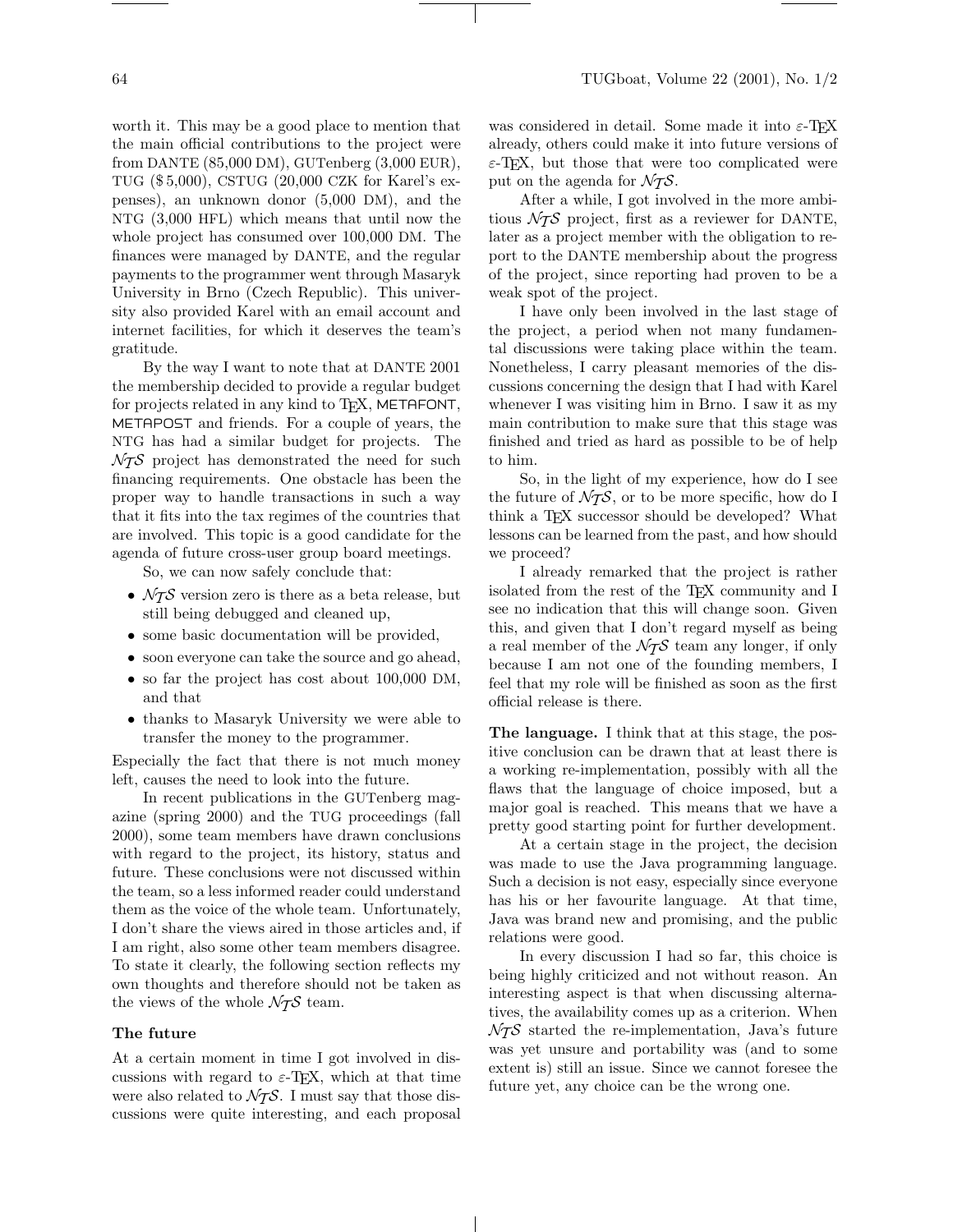worth it. This may be a good place to mention that the main official contributions to the project were from DANTE (85,000 DM), GUTenberg (3,000 EUR), TUG ($ 5,000), CSTUG (20,000 CZK for Karel's expenses), an unknown donor (5,000 DM), and the NTG (3,000 HFL) which means that until now the whole project has consumed over 100,000 DM. The finances were managed by DANTE, and the regular payments to the programmer went through Masaryk University in Brno (Czech Republic). This university also provided Karel with an email account and internet facilities, for which it deserves the team's gratitude.

By the way I want to note that at DANTE 2001 the membership decided to provide a regular budget for projects related in any kind to TEX, METAFONT, METAPOST and friends. For a couple of years, the NTG has had a similar budget for projects. The $\mathcal{NTS}$ project has demonstrated the need for such financing requirements. One obstacle has been the proper way to handle transactions in such a way that it fits into the tax regimes of the countries that are involved. This topic is a good candidate for the agenda of future cross-user group board meetings.

So, we can now safely conclude that:

- $\mathcal{NTS}$ version zero is there as a beta release, but still being debugged and cleaned up,
- some basic documentation will be provided,
- soon everyone can take the source and go ahead,
- so far the project has cost about 100,000 DM, and that
- thanks to Masaryk University we were able to transfer the money to the programmer.

Especially the fact that there is not much money left, causes the need to look into the future.

In recent publications in the GUTenberg magazine (spring 2000) and the TUG proceedings (fall 2000), some team members have drawn conclusions with regard to the project, its history, status and future. These conclusions were not discussed within the team, so a less informed reader could understand them as the voice of the whole team. Unfortunately, I don't share the views aired in those articles and, if I am right, also some other team members disagree. To state it clearly, the following section reflects my own thoughts and therefore should not be taken as the views of the whole $\mathcal{NTS}$ team.

## The future

At a certain moment in time I got involved in discussions with regard to $\varepsilon$-TEX, which at that time were also related to $\mathcal{NTS}$. I must say that those discussions were quite interesting, and each proposal was considered in detail. Some made it into $\varepsilon$-TEX already, others could make it into future versions of $\varepsilon$-TEX, but those that were too complicated were put on the agenda for $\mathcal{NTS}$.

After a while, I got involved in the more ambitious $\mathcal{NTS}$ project, first as a reviewer for DANTE, later as a project member with the obligation to report to the DANTE membership about the progress of the project, since reporting had proven to be a weak spot of the project.

I have only been involved in the last stage of the project, a period when not many fundamental discussions were taking place within the team. Nonetheless, I carry pleasant memories of the discussions concerning the design that I had with Karel whenever I was visiting him in Brno. I saw it as my main contribution to make sure that this stage was finished and tried as hard as possible to be of help to him.

So, in the light of my experience, how do I see the future of $\mathcal{NTS}$, or to be more specific, how do I think a TEX successor should be developed? What lessons can be learned from the past, and how should we proceed?

I already remarked that the project is rather isolated from the rest of the TEX community and I see no indication that this will change soon. Given this, and given that I don't regard myself as being a real member of the $\mathcal{NTS}$ team any longer, if only because I am not one of the founding members, I feel that my role will be finished as soon as the first official release is there.

**The language.** I think that at this stage, the positive conclusion can be drawn that at least there is a working re-implementation, possibly with all the flaws that the language of choice imposed, but a major goal is reached. This means that we have a pretty good starting point for further development.

At a certain stage in the project, the decision was made to use the Java programming language. Such a decision is not easy, especially since everyone has his or her favourite language. At that time, Java was brand new and promising, and the public relations were good.

In every discussion I had so far, this choice is being highly criticized and not without reason. An interesting aspect is that when discussing alternatives, the availability comes up as a criterion. When $\mathcal{NTS}$ started the re-implementation, Java's future was yet unsure and portability was (and to some extent is) still an issue. Since we cannot foresee the future yet, any choice can be the wrong one.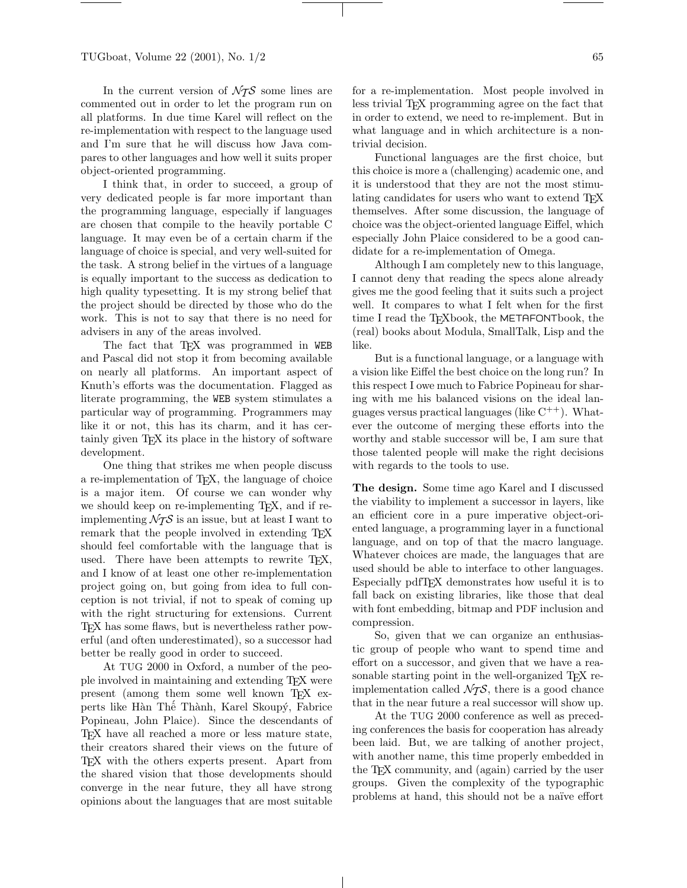In the current version of $\mathcal{N}_\mathcal{T}\mathcal{S}$ some lines are commented out in order to let the program run on all platforms. In due time Karel will reflect on the re-implementation with respect to the language used and I'm sure that he will discuss how Java compares to other languages and how well it suits proper object-oriented programming.

I think that, in order to succeed, a group of very dedicated people is far more important than the programming language, especially if languages are chosen that compile to the heavily portable C language. It may even be of a certain charm if the language of choice is special, and very well-suited for the task. A strong belief in the virtues of a language is equally important to the success as dedication to high quality typesetting. It is my strong belief that the project should be directed by those who do the work. This is not to say that there is no need for advisers in any of the areas involved.

The fact that TeX was programmed in WEB and Pascal did not stop it from becoming available on nearly all platforms. An important aspect of Knuth's efforts was the documentation. Flagged as literate programming, the WEB system stimulates a particular way of programming. Programmers may like it or not, this has its charm, and it has certainly given TeX its place in the history of software development.

One thing that strikes me when people discuss a re-implementation of TeX, the language of choice is a major item. Of course we can wonder why we should keep on re-implementing TeX, and if re-implementing $\mathcal{N}_\mathcal{T}\mathcal{S}$ is an issue, but at least I want to remark that the people involved in extending TeX should feel comfortable with the language that is used. There have been attempts to rewrite TeX, and I know of at least one other re-implementation project going on, but going from idea to full conception is not trivial, if not to speak of coming up with the right structuring for extensions. Current TeX has some flaws, but is nevertheless rather powerful (and often underestimated), so a successor had better be really good in order to succeed.

At TUG 2000 in Oxford, a number of the people involved in maintaining and extending TeX were present (among them some well known TeX experts like Hàn Thế Thành, Karel Skoupý, Fabrice Popineau, John Plaice). Since the descendants of TeX have all reached a more or less mature state, their creators shared their views on the future of TeX with the others experts present. Apart from the shared vision that those developments should converge in the near future, they all have strong opinions about the languages that are most suitable for a re-implementation. Most people involved in less trivial TeX programming agree on the fact that in order to extend, we need to re-implement. But in what language and in which architecture is a non-trivial decision.

Functional languages are the first choice, but this choice is more a (challenging) academic one, and it is understood that they are not the most stimulating candidates for users who want to extend TeX themselves. After some discussion, the language of choice was the object-oriented language Eiffel, which especially John Plaice considered to be a good candidate for a re-implementation of Omega.

Although I am completely new to this language, I cannot deny that reading the specs alone already gives me the good feeling that it suits such a project well. It compares to what I felt when for the first time I read the TeXbook, the METAFONTbook, the (real) books about Modula, SmallTalk, Lisp and the like.

But is a functional language, or a language with a vision like Eiffel the best choice on the long run? In this respect I owe much to Fabrice Popineau for sharing with me his balanced visions on the ideal languages versus practical languages (like $\mathrm{C}^{++}$). Whatever the outcome of merging these efforts into the worthy and stable successor will be, I am sure that those talented people will make the right decisions with regards to the tools to use.

**The design.** Some time ago Karel and I discussed the viability to implement a successor in layers, like an efficient core in a pure imperative object-oriented language, a programming layer in a functional language, and on top of that the macro language. Whatever choices are made, the languages that are used should be able to interface to other languages. Especially pdfTeX demonstrates how useful it is to fall back on existing libraries, like those that deal with font embedding, bitmap and PDF inclusion and compression.

So, given that we can organize an enthusiastic group of people who want to spend time and effort on a successor, and given that we have a reasonable starting point in the well-organized TeX re-implementation called $\mathcal{N}_\mathcal{T}\mathcal{S}$, there is a good chance that in the near future a real successor will show up.

At the TUG 2000 conference as well as preceding conferences the basis for cooperation has already been laid. But, we are talking of another project, with another name, this time properly embedded in the TeX community, and (again) carried by the user groups. Given the complexity of the typographic problems at hand, this should not be a naïve effort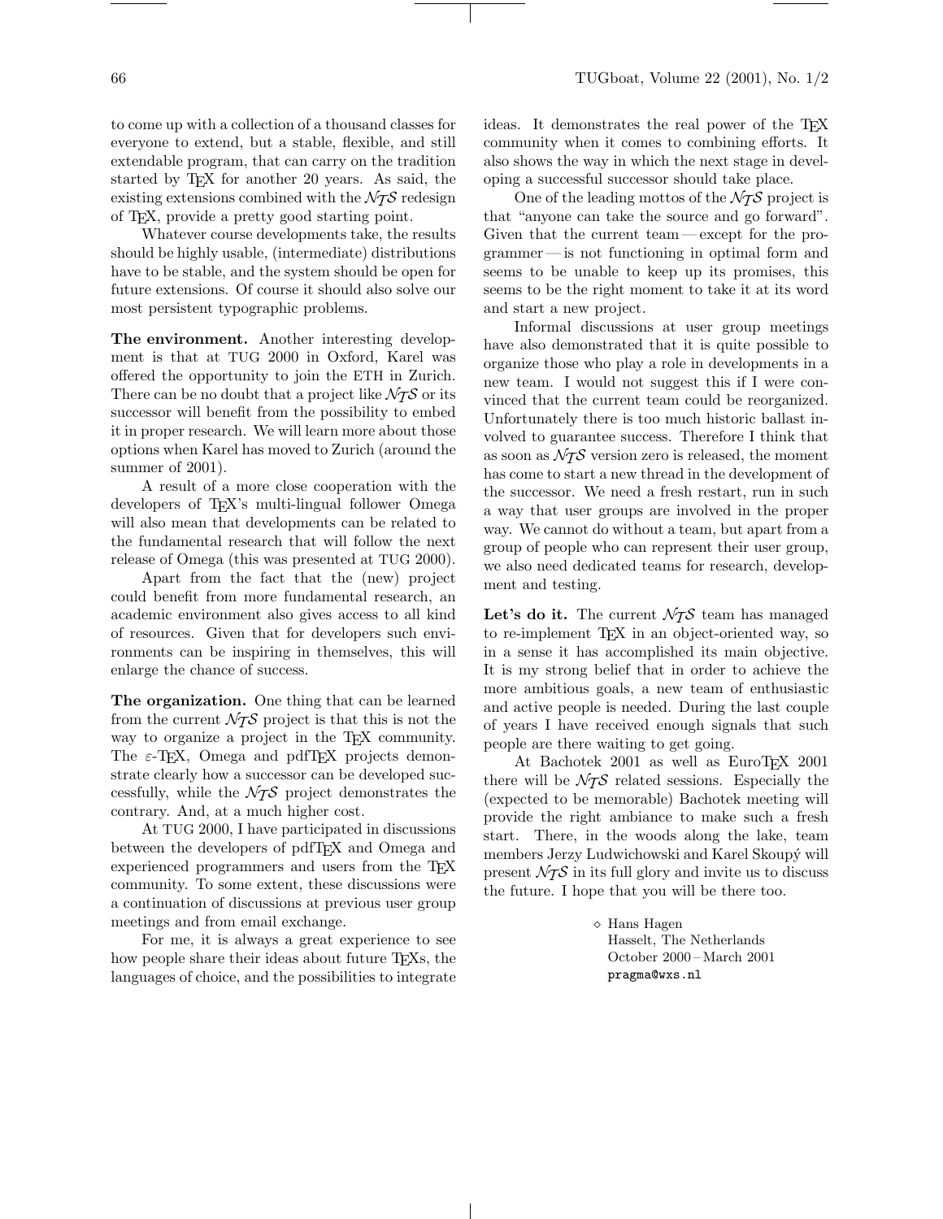to come up with a collection of a thousand classes for everyone to extend, but a stable, flexible, and still extendable program, that can carry on the tradition started by TeX for another 20 years. As said, the existing extensions combined with the $\mathcal{NTS}$ redesign of TeX, provide a pretty good starting point.

Whatever course developments take, the results should be highly usable, (intermediate) distributions have to be stable, and the system should be open for future extensions. Of course it should also solve our most persistent typographic problems.

**The environment.** Another interesting development is that at TUG 2000 in Oxford, Karel was offered the opportunity to join the ETH in Zurich. There can be no doubt that a project like $\mathcal{NTS}$ or its successor will benefit from the possibility to embed it in proper research. We will learn more about those options when Karel has moved to Zurich (around the summer of 2001).

A result of a more close cooperation with the developers of TeX's multi-lingual follower Omega will also mean that developments can be related to the fundamental research that will follow the next release of Omega (this was presented at TUG 2000).

Apart from the fact that the (new) project could benefit from more fundamental research, an academic environment also gives access to all kind of resources. Given that for developers such environments can be inspiring in themselves, this will enlarge the chance of success.

**The organization.** One thing that can be learned from the current $\mathcal{NTS}$ project is that this is not the way to organize a project in the TeX community. The $\varepsilon$-TeX, Omega and pdfTeX projects demonstrate clearly how a successor can be developed successfully, while the $\mathcal{NTS}$ project demonstrates the contrary. And, at a much higher cost.

At TUG 2000, I have participated in discussions between the developers of pdfTeX and Omega and experienced programmers and users from the TeX community. To some extent, these discussions were a continuation of discussions at previous user group meetings and from email exchange.

For me, it is always a great experience to see how people share their ideas about future TeXs, the languages of choice, and the possibilities to integrate ideas. It demonstrates the real power of the TeX community when it comes to combining efforts. It also shows the way in which the next stage in developing a successful successor should take place.

One of the leading mottos of the $\mathcal{NTS}$ project is that "anyone can take the source and go forward". Given that the current team — except for the programmer — is not functioning in optimal form and seems to be unable to keep up its promises, this seems to be the right moment to take it at its word and start a new project.

Informal discussions at user group meetings have also demonstrated that it is quite possible to organize those who play a role in developments in a new team. I would not suggest this if I were convinced that the current team could be reorganized. Unfortunately there is too much historic ballast involved to guarantee success. Therefore I think that as soon as $\mathcal{NTS}$ version zero is released, the moment has come to start a new thread in the development of the successor. We need a fresh restart, run in such a way that user groups are involved in the proper way. We cannot do without a team, but apart from a group of people who can represent their user group, we also need dedicated teams for research, development and testing.

**Let's do it.** The current $\mathcal{NTS}$ team has managed to re-implement TeX in an object-oriented way, so in a sense it has accomplished its main objective. It is my strong belief that in order to achieve the more ambitious goals, a new team of enthusiastic and active people is needed. During the last couple of years I have received enough signals that such people are there waiting to get going.

At Bachotek 2001 as well as EuroTeX 2001 there will be $\mathcal{NTS}$ related sessions. Especially the (expected to be memorable) Bachotek meeting will provide the right ambiance to make such a fresh start. There, in the woods along the lake, team members Jerzy Ludwichowski and Karel Skoupý will present $\mathcal{NTS}$ in its full glory and invite us to discuss the future. I hope that you will be there too.

◇ Hans Hagen
Hasselt, The Netherlands
October 2000 – March 2001
pragma@wxs.nl